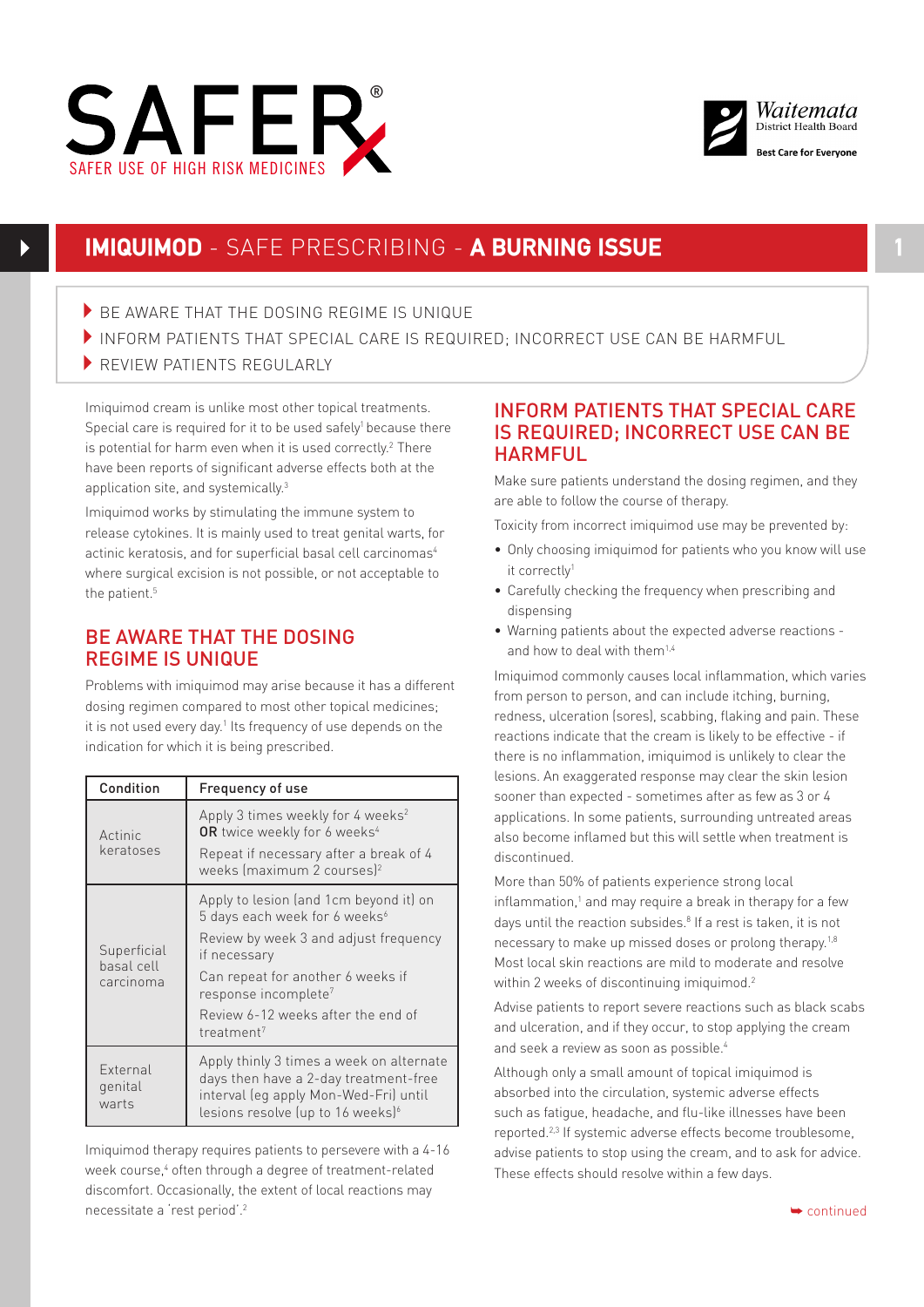SAFER®

SAFER USE OF HIGH RISK MEDICINES

Waitemata District Health Board

Best Care for Everyone

# IMIQUIMOD - SAFE PRESCRIBING - A BURNING ISSUE

- BE AWARE THAT THE DOSING REGIME IS UNIQUE
- INFORM PATIENTS THAT SPECIAL CARE IS REQUIRED; INCORRECT USE CAN BE HARMFUL
- REVIEW PATIENTS REGULARLY

Imiquimod cream is unlike most other topical treatments. Special care is required for it to be used safely[1] because there is potential for harm even when it is used correctly.[2] There have been reports of significant adverse effects both at the application site, and systemically.[3]

Imiquimod works by stimulating the immune system to release cytokines. It is mainly used to treat genital warts, for actinic keratosis, and for superficial basal cell carcinomas[4] where surgical excision is not possible, or not acceptable to the patient.[5]

## BE AWARE THAT THE DOSING REGIME IS UNIQUE

Problems with imiquimod may arise because it has a different dosing regimen compared to most other topical medicines; it is not used every day.[1] Its frequency of use depends on the indication for which it is being prescribed.

| Condition | Frequency of use |
|---|---|
| Actinic keratoses | Apply 3 times weekly for 4 weeks[2] **OR** twice weekly for 6 weeks[4]<br>Repeat if necessary after a break of 4 weeks (maximum 2 courses)[2] |
| Superficial basal cell carcinoma | Apply to lesion (and 1cm beyond it) on 5 days each week for 6 weeks[6]<br>Review by week 3 and adjust frequency if necessary<br>Can repeat for another 6 weeks if response incomplete[7]<br>Review 6-12 weeks after the end of treatment[7] |
| External genital warts | Apply thinly 3 times a week on alternate days then have a 2-day treatment-free interval (eg apply Mon-Wed-Fri) until lesions resolve (up to 16 weeks)[6] |

Imiquimod therapy requires patients to persevere with a 4-16 week course,[4] often through a degree of treatment-related discomfort. Occasionally, the extent of local reactions may necessitate a 'rest period'.[2]

## INFORM PATIENTS THAT SPECIAL CARE IS REQUIRED; INCORRECT USE CAN BE HARMFUL

Make sure patients understand the dosing regimen, and they are able to follow the course of therapy.

Toxicity from incorrect imiquimod use may be prevented by:

- Only choosing imiquimod for patients who you know will use it correctly[1]
- Carefully checking the frequency when prescribing and dispensing
- Warning patients about the expected adverse reactions - and how to deal with them[1,4]

Imiquimod commonly causes local inflammation, which varies from person to person, and can include itching, burning, redness, ulceration (sores), scabbing, flaking and pain. These reactions indicate that the cream is likely to be effective - if there is no inflammation, imiquimod is unlikely to clear the lesions. An exaggerated response may clear the skin lesion sooner than expected - sometimes after as few as 3 or 4 applications. In some patients, surrounding untreated areas also become inflamed but this will settle when treatment is discontinued.

More than 50% of patients experience strong local inflammation,[1] and may require a break in therapy for a few days until the reaction subsides.[8] If a rest is taken, it is not necessary to make up missed doses or prolong therapy.[1,8] Most local skin reactions are mild to moderate and resolve within 2 weeks of discontinuing imiquimod.[2]

Advise patients to report severe reactions such as black scabs and ulceration, and if they occur, to stop applying the cream and seek a review as soon as possible.[4]

Although only a small amount of topical imiquimod is absorbed into the circulation, systemic adverse effects such as fatigue, headache, and flu-like illnesses have been reported.[2,3] If systemic adverse effects become troublesome, advise patients to stop using the cream, and to ask for advice. These effects should resolve within a few days.

continued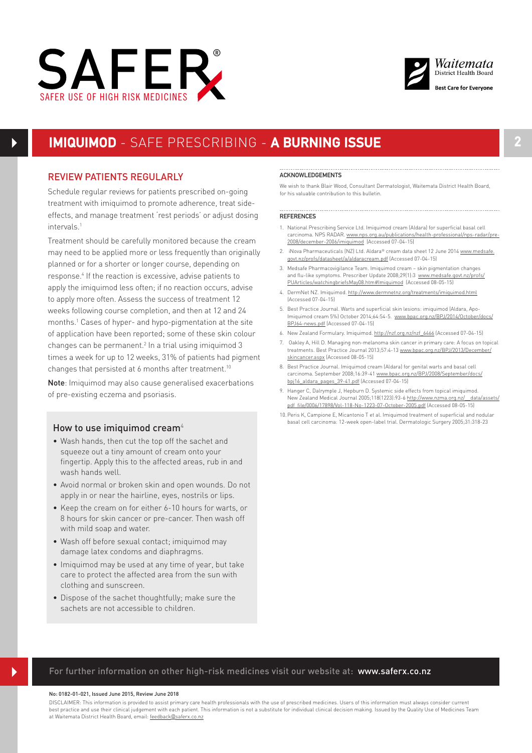# IMIQUIMOD - SAFE PRESCRIBING - A BURNING ISSUE

## REVIEW PATIENTS REGULARLY

Schedule regular reviews for patients prescribed on-going treatment with imiquimod to promote adherence, treat side-effects, and manage treatment 'rest periods' or adjust dosing intervals.[1]

Treatment should be carefully monitored because the cream may need to be applied more or less frequently than originally planned or for a shorter or longer course, depending on response.[4] If the reaction is excessive, advise patients to apply the imiquimod less often; if no reaction occurs, advise to apply more often. Assess the success of treatment 12 weeks following course completion, and then at 12 and 24 months.[1] Cases of hyper- and hypo-pigmentation at the site of application have been reported; some of these skin colour changes can be permanent.[2] In a trial using imiquimod 3 times a week for up to 12 weeks, 31% of patients had pigment changes that persisted at 6 months after treatment.[10]

**Note**: Imiquimod may also cause generalised exacerbations of pre-existing eczema and psoriasis.

### How to use imiquimod cream[4]

- Wash hands, then cut the top off the sachet and squeeze out a tiny amount of cream onto your fingertip. Apply this to the affected areas, rub in and wash hands well.
- Avoid normal or broken skin and open wounds. Do not apply in or near the hairline, eyes, nostrils or lips.
- Keep the cream on for either 6-10 hours for warts, or 8 hours for skin cancer or pre-cancer. Then wash off with mild soap and water.
- Wash off before sexual contact; imiquimod may damage latex condoms and diaphragms.
- Imiquimod may be used at any time of year, but take care to protect the affected area from the sun with clothing and sunscreen.
- Dispose of the sachet thoughtfully; make sure the sachets are not accessible to children.

## ACKNOWLEDGEMENTS

We wish to thank Blair Wood, Consultant Dermatologist, Waitemata District Health Board, for his valuable contribution to this bulletin.

## REFERENCES

1. National Prescribing Service Ltd. Imiquimod cream (Aldara) for superficial basal cell carcinoma. NPS RADAR. www.nps.org.au/publications/health-professional/nps-radar/pre-2008/december-2006/imiquimod (Accessed 07-04-15)
2. iNova Pharmaceuticals (NZ) Ltd. Aldara® cream data sheet 12 June 2014 www.medsafe.govt.nz/profs/datasheet/a/aldaracream.pdf (Accessed 07-04-15)
3. Medsafe Pharmacovigilance Team. Imiquimod cream – skin pigmentation changes and flu-like symptoms. Prescriber Update 2008;29(1):3 www.medsafe.govt.nz/profs/PUArticles/watchingbriefsMay08.htm#Imiquimod (Accessed 08-05-15)
4. DermNet NZ. Imiquimod. http://www.dermnetnz.org/treatments/imiquimod.html (Accessed 07-04-15)
5. Best Practice Journal. Warts and superficial skin lesions: imiquimod (Aldara, Apo-Imiquimod cream 5%) October 2014;64:54-5. www.bpac.org.nz/BPJ/2014/October/docs/BPJ64-news.pdf (Accessed 07-04-15)
6. New Zealand Formulary. Imiquimod. http://nzf.org.nz/nzf_6466 (Accessed 07-04-15)
7. Oakley A, Hill D. Managing non-melanoma skin cancer in primary care: A focus on topical treatments. Best Practice Journal 2013;57:4-13 www.bpac.org.nz/BPJ/2013/December/skincancer.aspx (Accessed 08-05-15)
8. Best Practice Journal. Imiquimod cream (Aldara) for genital warts and basal cell carcinoma. September 2008;16:39-41 www.bpac.org.nz/BPJ/2008/September/docs/bpj16_aldara_pages_39-41.pdf (Accessed 07-04-15)
9. Hanger C, Dalrymple J, Hepburn D. Systemic side effects from topical imiquimod. New Zealand Medical Journal 2005;118(1223):93-6 http://www.nzma.org.nz/__data/assets/pdf_file/0006/17898/Vol-118-No-1223-07-October-2005.pdf (Accessed 08-05-15)
10. Peris K, Campione E, Micantonio T et al. Imiquimod treatment of superficial and nodular basal cell carcinoma: 12-week open-label trial. Dermatologic Surgery 2005;31:318-23

For further information on other high-risk medicines visit our website at: www.saferx.co.nz

No: 0182-01-021, Issued June 2015, Review June 2018

DISCLAIMER: This information is provided to assist primary care health professionals with the use of prescribed medicines. Users of this information must always consider current best practice and use their clinical judgement with each patient. This information is not a substitute for individual clinical decision making. Issued by the Quality Use of Medicines Team at Waitemata District Health Board, email: feedback@saferx.co.nz